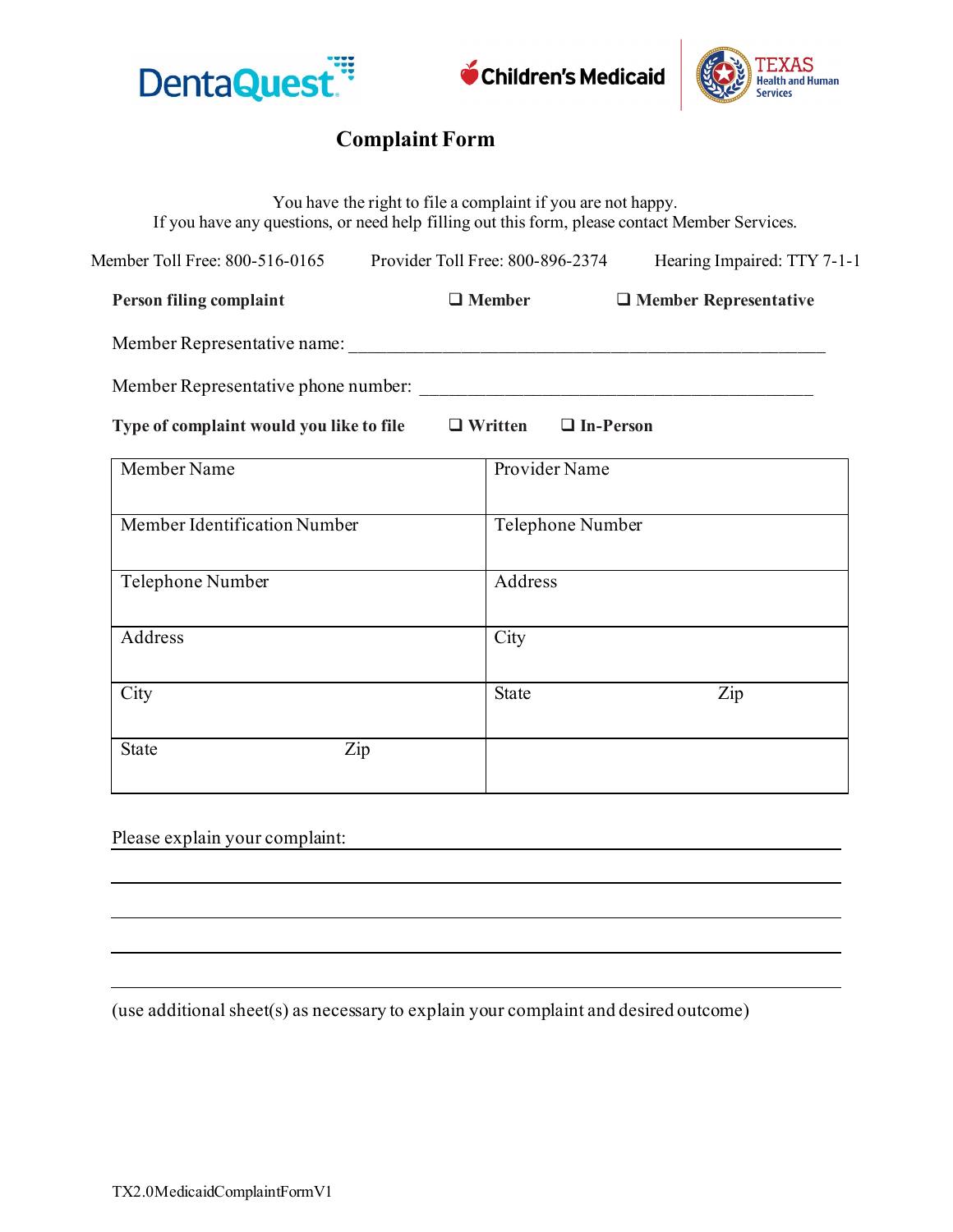DentaQuest | Children's Medicaid | TEXAS Health and Human Services

# Complaint Form

You have the right to file a complaint if you are not happy.
If you have any questions, or need help filling out this form, please contact Member Services.

Member Toll Free: 800-516-0165 Provider Toll Free: 800-896-2374 Hearing Impaired: TTY 7-1-1

**Person filing complaint** ❑ **Member** ❑ **Member Representative**

Member Representative name: ___________________________________________________

Member Representative phone number: ___________________________________________

**Type of complaint would you like to file** ❑ **Written** ❑ **In-Person**

| | |
|---|---|
| Member Name | Provider Name |
| Member Identification Number | Telephone Number |
| Telephone Number | Address |
| Address | City |
| City | State Zip |
| State Zip | |

Please explain your complaint: ___________________________________________________

_______________________________________________________________________________

_______________________________________________________________________________

_______________________________________________________________________________

_______________________________________________________________________________

(use additional sheet(s) as necessary to explain your complaint and desired outcome)

TX2.0MedicaidComplaintFormV1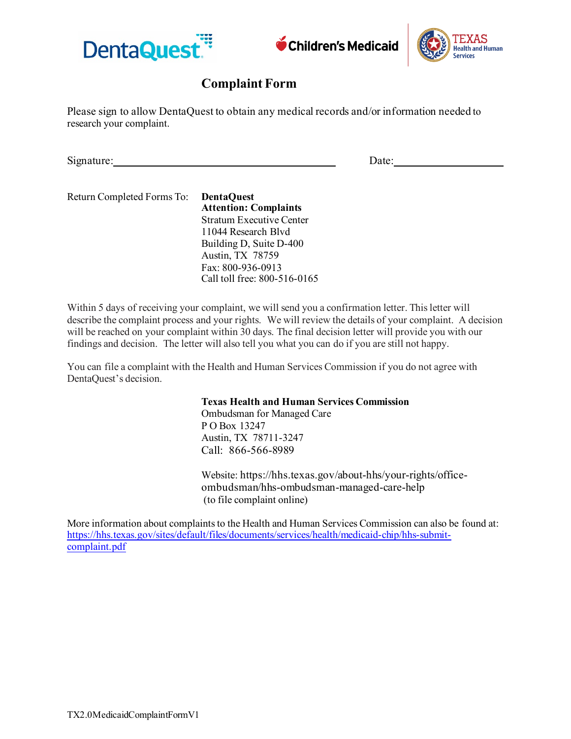# Complaint Form

Please sign to allow DentaQuest to obtain any medical records and/or information needed to research your complaint.

Signature:_______________________________________ Date:____________________

Return Completed Forms To:

**DentaQuest**
**Attention: Complaints**
Stratum Executive Center
11044 Research Blvd
Building D, Suite D-400
Austin, TX 78759
Fax: 800-936-0913
Call toll free: 800-516-0165

Within 5 days of receiving your complaint, we will send you a confirmation letter. This letter will describe the complaint process and your rights. We will review the details of your complaint. A decision will be reached on your complaint within 30 days. The final decision letter will provide you with our findings and decision. The letter will also tell you what you can do if you are still not happy.

You can file a complaint with the Health and Human Services Commission if you do not agree with DentaQuest's decision.

**Texas Health and Human Services Commission**
Ombudsman for Managed Care
P O Box 13247
Austin, TX 78711-3247
Call: 866-566-8989

Website: https://hhs.texas.gov/about-hhs/your-rights/office-ombudsman/hhs-ombudsman-managed-care-help
(to file complaint online)

More information about complaints to the Health and Human Services Commission can also be found at: https://hhs.texas.gov/sites/default/files/documents/services/health/medicaid-chip/hhs-submit-complaint.pdf

TX2.0MedicaidComplaintFormV1